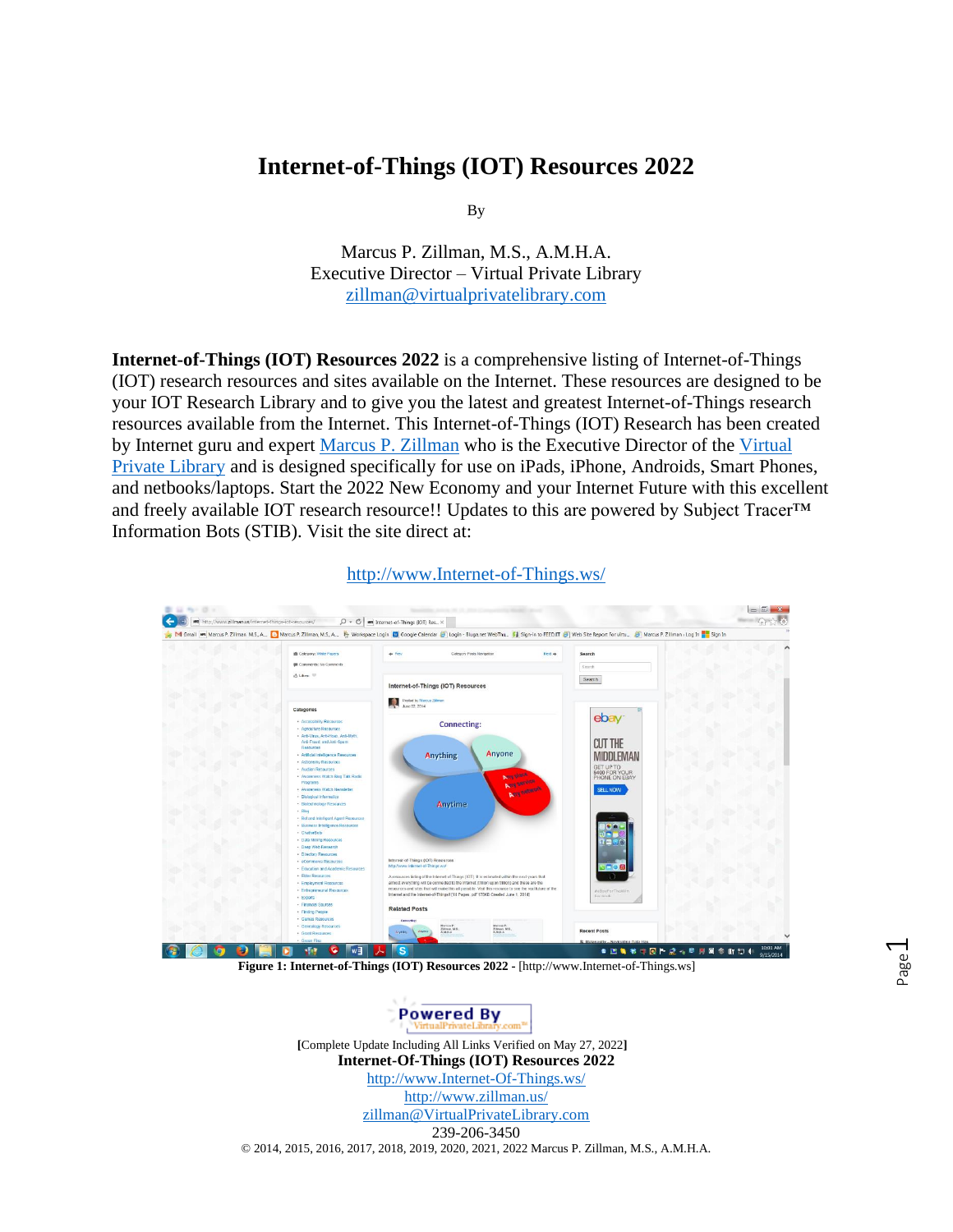# Internet-of-Things (IOT) Resources 2022

By

Marcus P. Zillman, M.S., A.M.H.A.
Executive Director – Virtual Private Library
zillman@virtualprivatelibrary.com

**Internet-of-Things (IOT) Resources 2022** is a comprehensive listing of Internet-of-Things (IOT) research resources and sites available on the Internet. These resources are designed to be your IOT Research Library and to give you the latest and greatest Internet-of-Things research resources available from the Internet. This Internet-of-Things (IOT) Research has been created by Internet guru and expert Marcus P. Zillman who is the Executive Director of the Virtual Private Library and is designed specifically for use on iPads, iPhone, Androids, Smart Phones, and netbooks/laptops. Start the 2022 New Economy and your Internet Future with this excellent and freely available IOT research resource!! Updates to this are powered by Subject Tracer™ Information Bots (STIB). Visit the site direct at:

http://www.Internet-of-Things.ws/

**Figure 1: Internet-of-Things (IOT) Resources 2022** - [http://www.Internet-of-Things.ws]

**[**Complete Update Including All Links Verified on May 27, 2022**]**
**Internet-Of-Things (IOT) Resources 2022**
http://www.Internet-Of-Things.ws/
http://www.zillman.us/
zillman@VirtualPrivateLibrary.com
239-206-3450
© 2014, 2015, 2016, 2017, 2018, 2019, 2020, 2021, 2022 Marcus P. Zillman, M.S., A.M.H.A.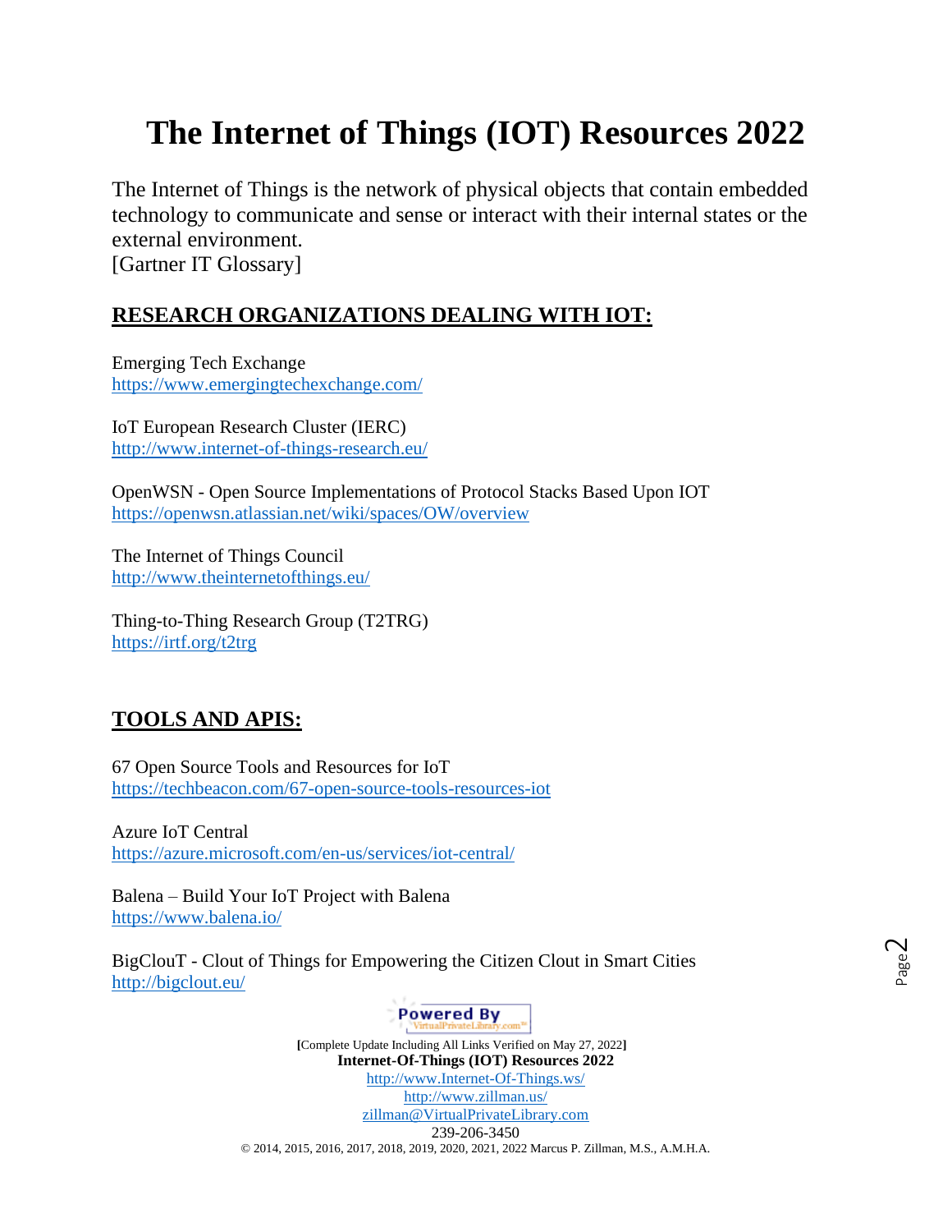# The Internet of Things (IOT) Resources 2022

The Internet of Things is the network of physical objects that contain embedded technology to communicate and sense or interact with their internal states or the external environment.
[Gartner IT Glossary]

## RESEARCH ORGANIZATIONS DEALING WITH IOT:

Emerging Tech Exchange
https://www.emergingtechexchange.com/

IoT European Research Cluster (IERC)
http://www.internet-of-things-research.eu/

OpenWSN - Open Source Implementations of Protocol Stacks Based Upon IOT
https://openwsn.atlassian.net/wiki/spaces/OW/overview

The Internet of Things Council
http://www.theinternetofthings.eu/

Thing-to-Thing Research Group (T2TRG)
https://irtf.org/t2trg

## TOOLS AND APIS:

67 Open Source Tools and Resources for IoT
https://techbeacon.com/67-open-source-tools-resources-iot

Azure IoT Central
https://azure.microsoft.com/en-us/services/iot-central/

Balena – Build Your IoT Project with Balena
https://www.balena.io/

BigClouT - Clout of Things for Empowering the Citizen Clout in Smart Cities
http://bigclout.eu/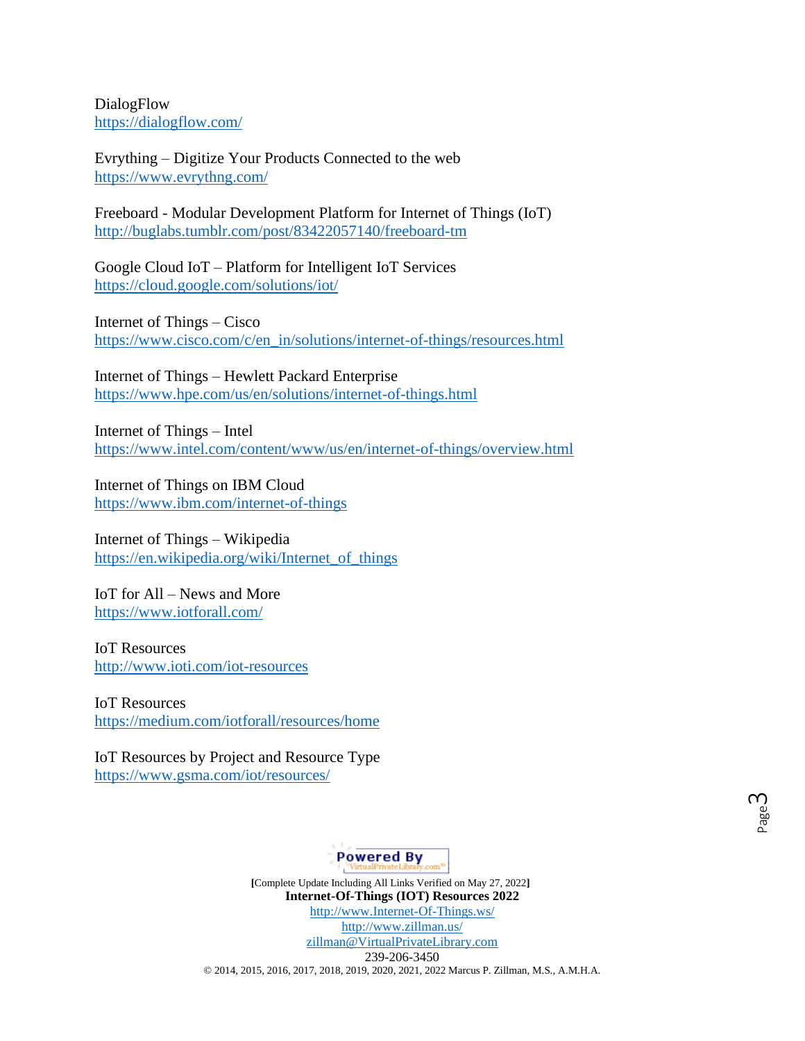DialogFlow
https://dialogflow.com/

Evrything – Digitize Your Products Connected to the web
https://www.evrythng.com/

Freeboard - Modular Development Platform for Internet of Things (IoT)
http://buglabs.tumblr.com/post/83422057140/freeboard-tm

Google Cloud IoT – Platform for Intelligent IoT Services
https://cloud.google.com/solutions/iot/

Internet of Things – Cisco
https://www.cisco.com/c/en_in/solutions/internet-of-things/resources.html

Internet of Things – Hewlett Packard Enterprise
https://www.hpe.com/us/en/solutions/internet-of-things.html

Internet of Things – Intel
https://www.intel.com/content/www/us/en/internet-of-things/overview.html

Internet of Things on IBM Cloud
https://www.ibm.com/internet-of-things

Internet of Things – Wikipedia
https://en.wikipedia.org/wiki/Internet_of_things

IoT for All – News and More
https://www.iotforall.com/

IoT Resources
http://www.ioti.com/iot-resources

IoT Resources
https://medium.com/iotforall/resources/home

IoT Resources by Project and Resource Type
https://www.gsma.com/iot/resources/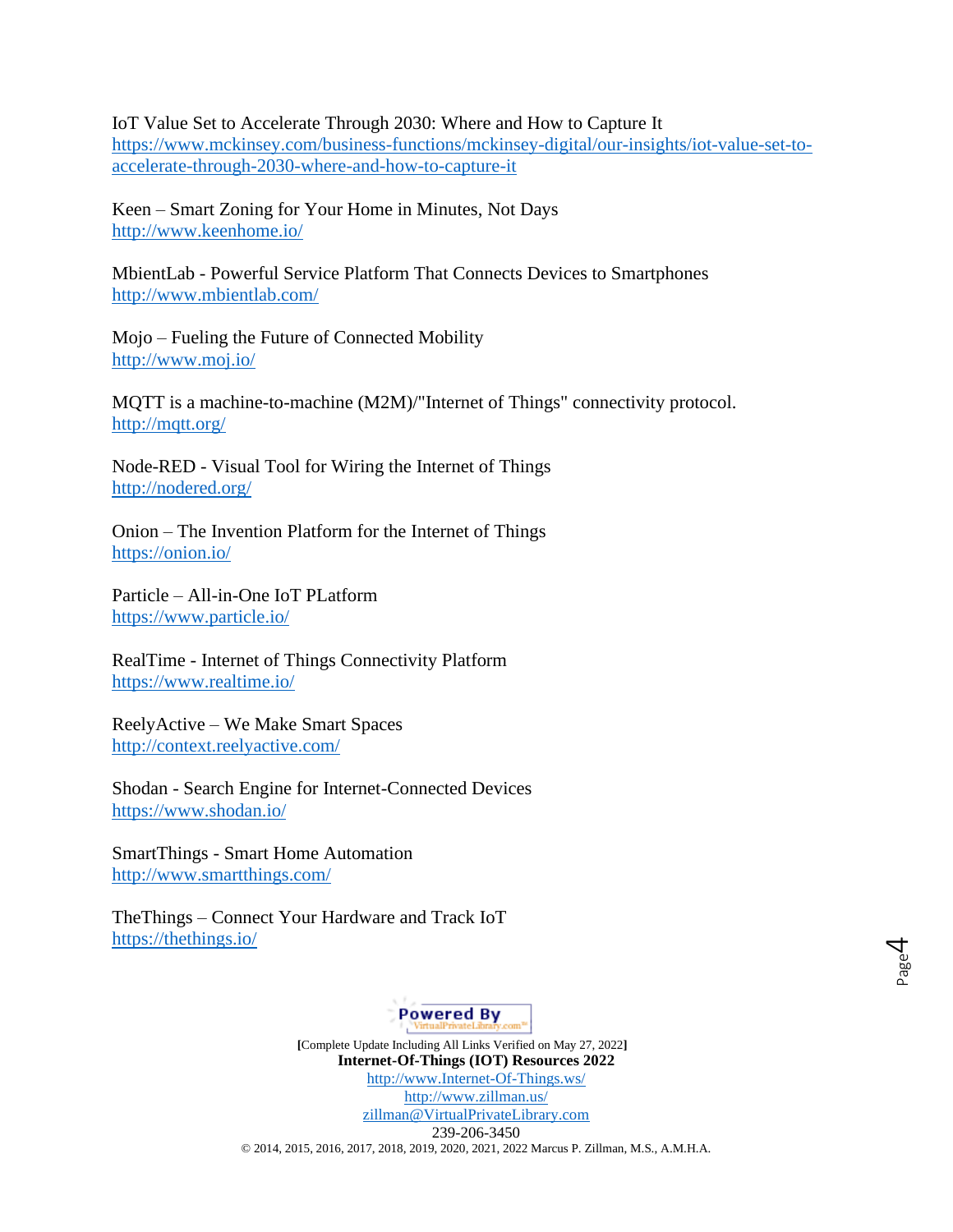IoT Value Set to Accelerate Through 2030: Where and How to Capture It
https://www.mckinsey.com/business-functions/mckinsey-digital/our-insights/iot-value-set-to-accelerate-through-2030-where-and-how-to-capture-it

Keen – Smart Zoning for Your Home in Minutes, Not Days
http://www.keenhome.io/

MbientLab - Powerful Service Platform That Connects Devices to Smartphones
http://www.mbientlab.com/

Mojo – Fueling the Future of Connected Mobility
http://www.moj.io/

MQTT is a machine-to-machine (M2M)/"Internet of Things" connectivity protocol.
http://mqtt.org/

Node-RED - Visual Tool for Wiring the Internet of Things
http://nodered.org/

Onion – The Invention Platform for the Internet of Things
https://onion.io/

Particle – All-in-One IoT PLatform
https://www.particle.io/

RealTime - Internet of Things Connectivity Platform
https://www.realtime.io/

ReelyActive – We Make Smart Spaces
http://context.reelyactive.com/

Shodan - Search Engine for Internet-Connected Devices
https://www.shodan.io/

SmartThings - Smart Home Automation
http://www.smartthings.com/

TheThings – Connect Your Hardware and Track IoT
https://thethings.io/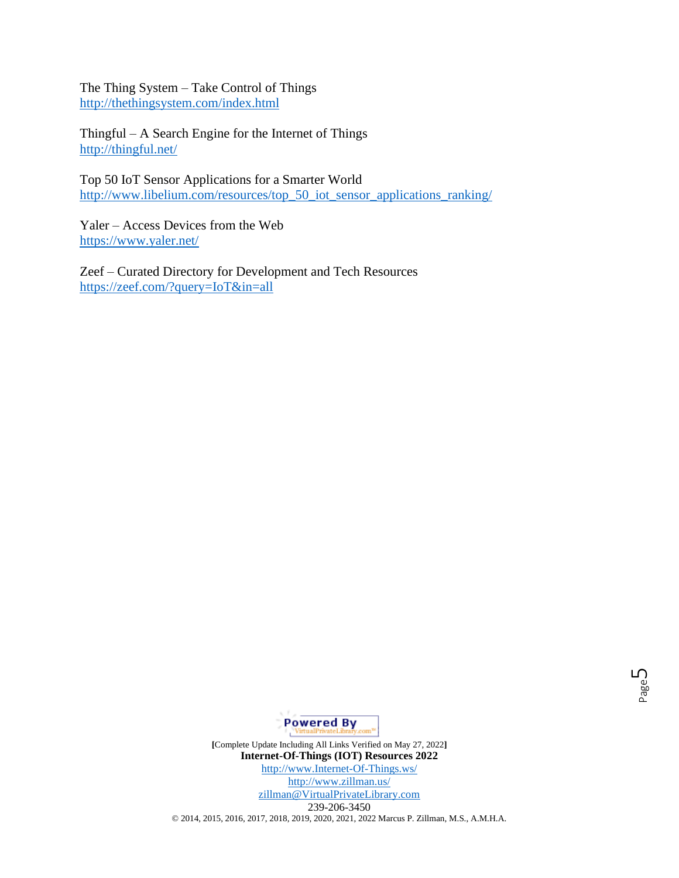The Thing System – Take Control of Things
http://thethingsystem.com/index.html

Thingful – A Search Engine for the Internet of Things
http://thingful.net/

Top 50 IoT Sensor Applications for a Smarter World
http://www.libelium.com/resources/top_50_iot_sensor_applications_ranking/

Yaler – Access Devices from the Web
https://www.yaler.net/

Zeef – Curated Directory for Development and Tech Resources
https://zeef.com/?query=IoT&in=all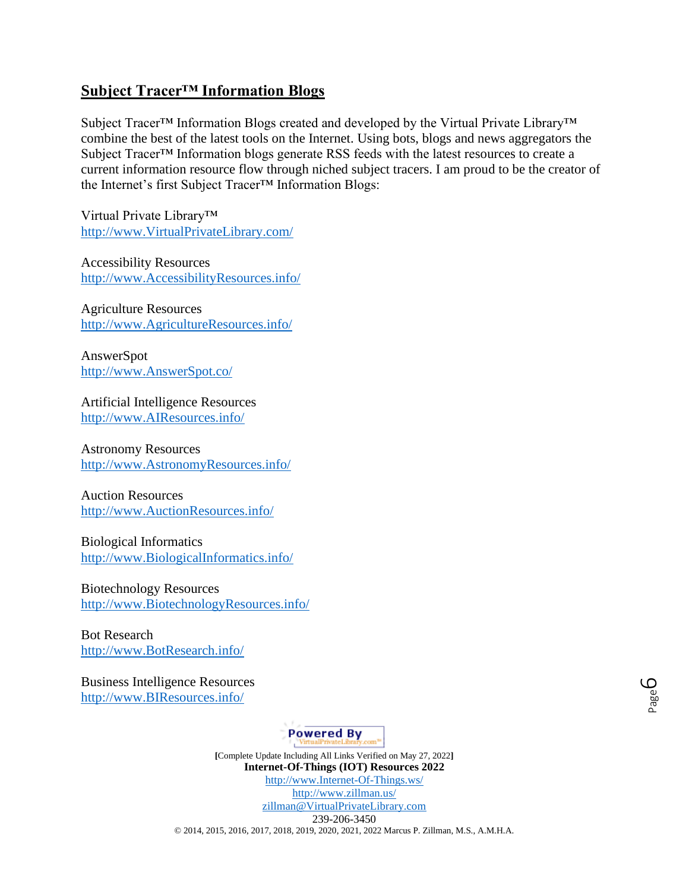## Subject Tracer™ Information Blogs

Subject Tracer™ Information Blogs created and developed by the Virtual Private Library™ combine the best of the latest tools on the Internet. Using bots, blogs and news aggregators the Subject Tracer™ Information blogs generate RSS feeds with the latest resources to create a current information resource flow through niched subject tracers. I am proud to be the creator of the Internet's first Subject Tracer™ Information Blogs:

Virtual Private Library™
http://www.VirtualPrivateLibrary.com/

Accessibility Resources
http://www.AccessibilityResources.info/

Agriculture Resources
http://www.AgricultureResources.info/

AnswerSpot
http://www.AnswerSpot.co/

Artificial Intelligence Resources
http://www.AIResources.info/

Astronomy Resources
http://www.AstronomyResources.info/

Auction Resources
http://www.AuctionResources.info/

Biological Informatics
http://www.BiologicalInformatics.info/

Biotechnology Resources
http://www.BiotechnologyResources.info/

Bot Research
http://www.BotResearch.info/

Business Intelligence Resources
http://www.BIResources.info/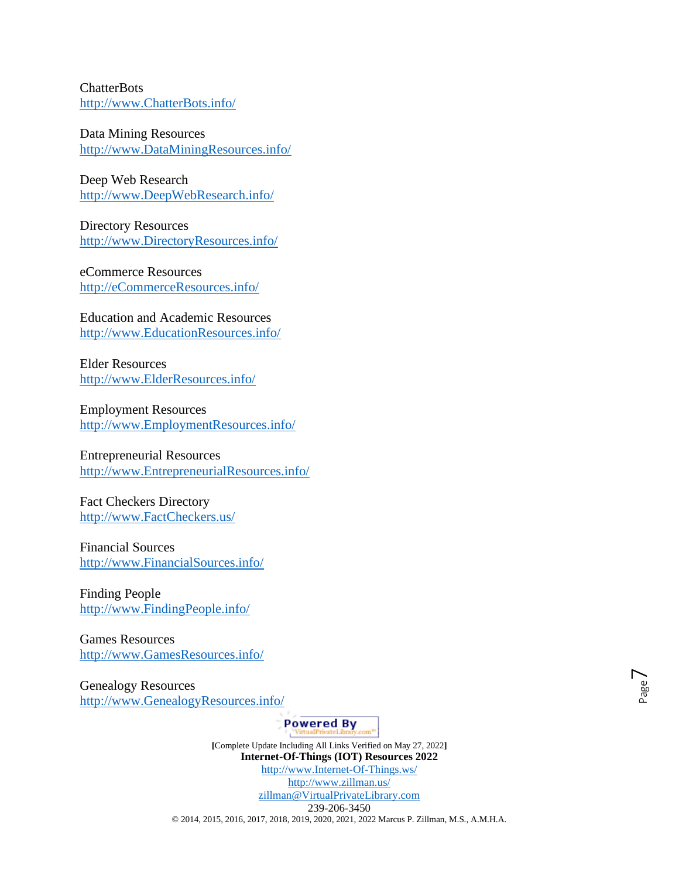ChatterBots
http://www.ChatterBots.info/

Data Mining Resources
http://www.DataMiningResources.info/

Deep Web Research
http://www.DeepWebResearch.info/

Directory Resources
http://www.DirectoryResources.info/

eCommerce Resources
http://eCommerceResources.info/

Education and Academic Resources
http://www.EducationResources.info/

Elder Resources
http://www.ElderResources.info/

Employment Resources
http://www.EmploymentResources.info/

Entrepreneurial Resources
http://www.EntrepreneurialResources.info/

Fact Checkers Directory
http://www.FactCheckers.us/

Financial Sources
http://www.FinancialSources.info/

Finding People
http://www.FindingPeople.info/

Games Resources
http://www.GamesResources.info/

Genealogy Resources
http://www.GenealogyResources.info/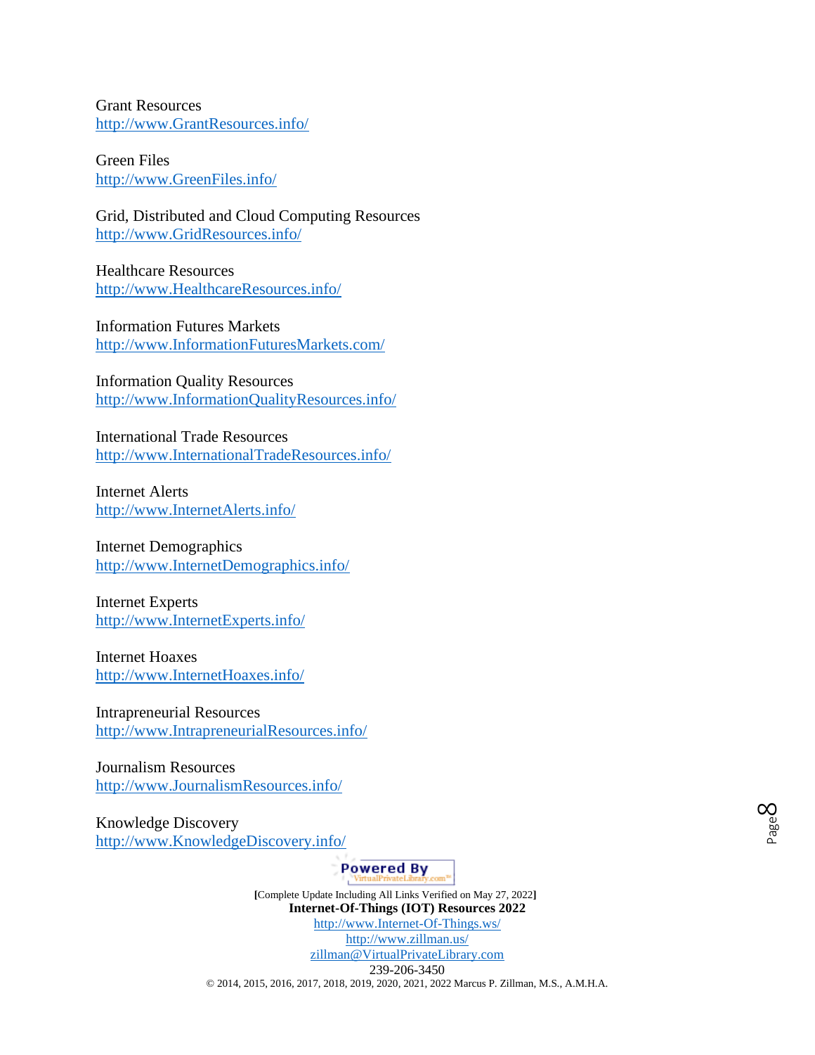Grant Resources
http://www.GrantResources.info/

Green Files
http://www.GreenFiles.info/

Grid, Distributed and Cloud Computing Resources
http://www.GridResources.info/

Healthcare Resources
http://www.HealthcareResources.info/

Information Futures Markets
http://www.InformationFuturesMarkets.com/

Information Quality Resources
http://www.InformationQualityResources.info/

International Trade Resources
http://www.InternationalTradeResources.info/

Internet Alerts
http://www.InternetAlerts.info/

Internet Demographics
http://www.InternetDemographics.info/

Internet Experts
http://www.InternetExperts.info/

Internet Hoaxes
http://www.InternetHoaxes.info/

Intrapreneurial Resources
http://www.IntrapreneurialResources.info/

Journalism Resources
http://www.JournalismResources.info/

Knowledge Discovery
http://www.KnowledgeDiscovery.info/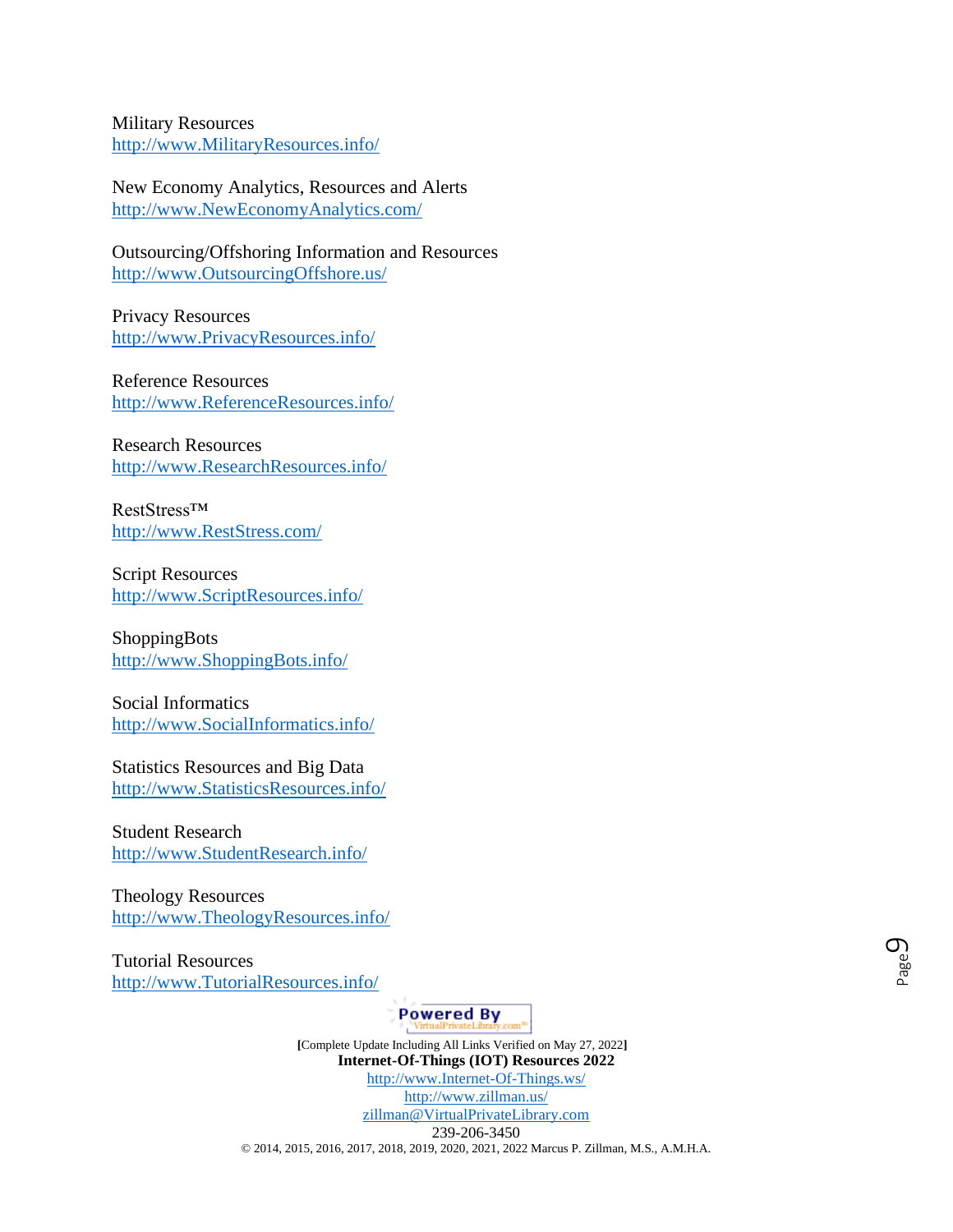Military Resources
http://www.MilitaryResources.info/

New Economy Analytics, Resources and Alerts
http://www.NewEconomyAnalytics.com/

Outsourcing/Offshoring Information and Resources
http://www.OutsourcingOffshore.us/

Privacy Resources
http://www.PrivacyResources.info/

Reference Resources
http://www.ReferenceResources.info/

Research Resources
http://www.ResearchResources.info/

RestStress™
http://www.RestStress.com/

Script Resources
http://www.ScriptResources.info/

ShoppingBots
http://www.ShoppingBots.info/

Social Informatics
http://www.SocialInformatics.info/

Statistics Resources and Big Data
http://www.StatisticsResources.info/

Student Research
http://www.StudentResearch.info/

Theology Resources
http://www.TheologyResources.info/

Tutorial Resources
http://www.TutorialResources.info/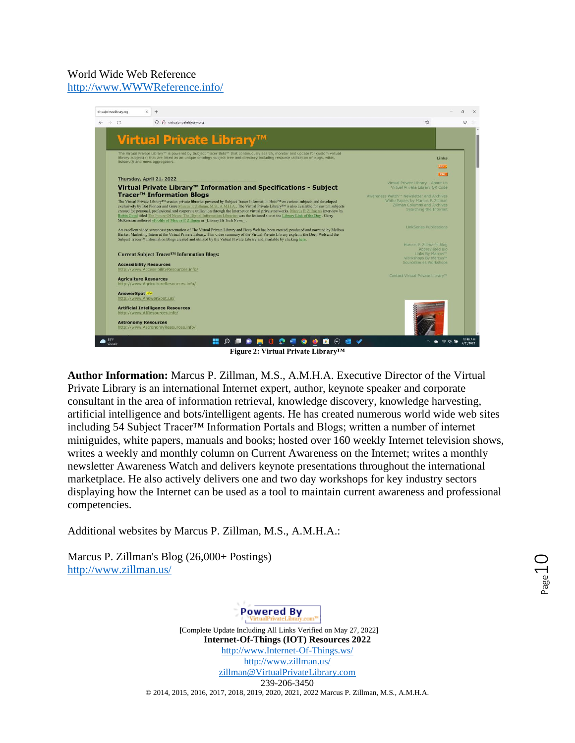World Wide Web Reference
http://www.WWWReference.info/

Figure 2: Virtual Private Library™

**Author Information:** Marcus P. Zillman, M.S., A.M.H.A. Executive Director of the Virtual Private Library is an international Internet expert, author, keynote speaker and corporate consultant in the area of information retrieval, knowledge discovery, knowledge harvesting, artificial intelligence and bots/intelligent agents. He has created numerous world wide web sites including 54 Subject Tracer™ Information Portals and Blogs; written a number of internet miniguides, white papers, manuals and books; hosted over 160 weekly Internet television shows, writes a weekly and monthly column on Current Awareness on the Internet; writes a monthly newsletter Awareness Watch and delivers keynote presentations throughout the international marketplace. He also actively delivers one and two day workshops for key industry sectors displaying how the Internet can be used as a tool to maintain current awareness and professional competencies.

Additional websites by Marcus P. Zillman, M.S., A.M.H.A.:

Marcus P. Zillman's Blog (26,000+ Postings)
http://www.zillman.us/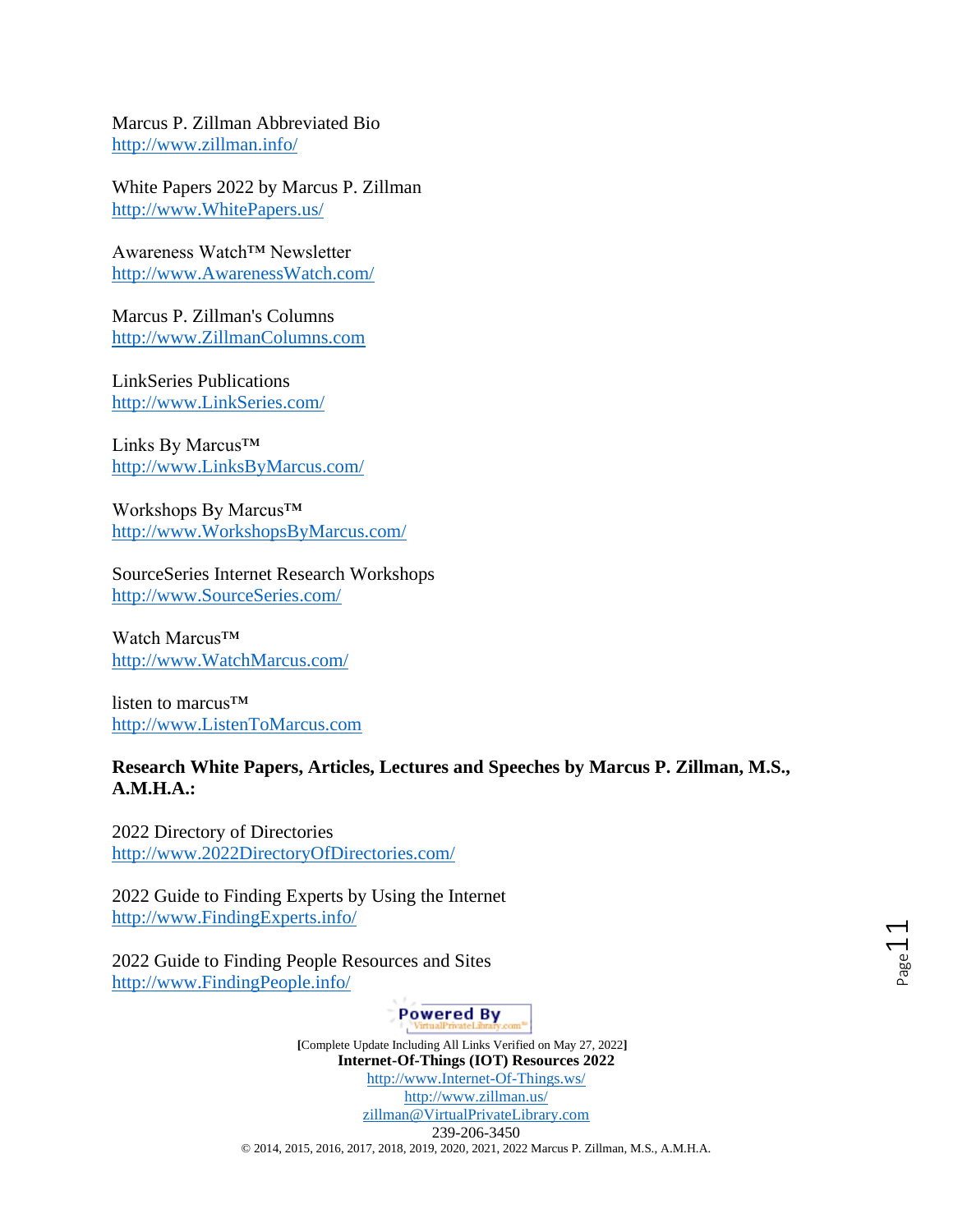Marcus P. Zillman Abbreviated Bio
http://www.zillman.info/

White Papers 2022 by Marcus P. Zillman
http://www.WhitePapers.us/

Awareness Watch™ Newsletter
http://www.AwarenessWatch.com/

Marcus P. Zillman's Columns
http://www.ZillmanColumns.com

LinkSeries Publications
http://www.LinkSeries.com/

Links By Marcus™
http://www.LinksByMarcus.com/

Workshops By Marcus™
http://www.WorkshopsByMarcus.com/

SourceSeries Internet Research Workshops
http://www.SourceSeries.com/

Watch Marcus™
http://www.WatchMarcus.com/

listen to marcus™
http://www.ListenToMarcus.com

**Research White Papers, Articles, Lectures and Speeches by Marcus P. Zillman, M.S., A.M.H.A.:**

2022 Directory of Directories
http://www.2022DirectoryOfDirectories.com/

2022 Guide to Finding Experts by Using the Internet
http://www.FindingExperts.info/

2022 Guide to Finding People Resources and Sites
http://www.FindingPeople.info/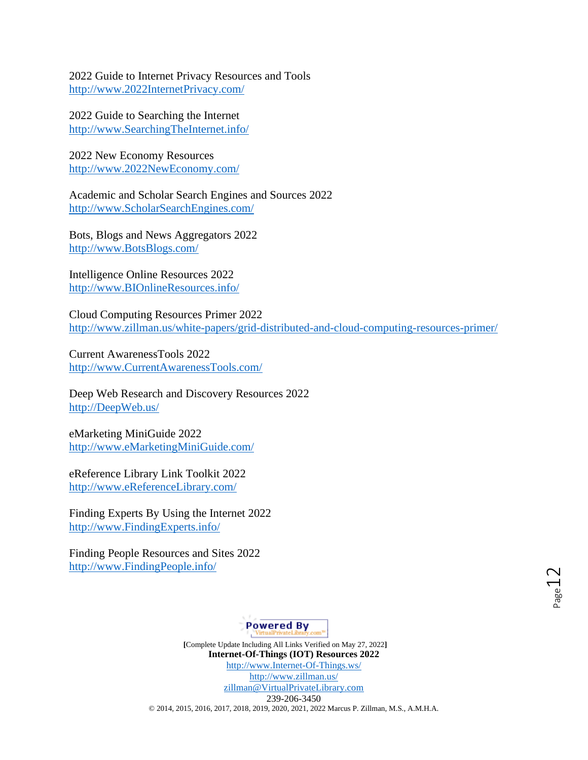2022 Guide to Internet Privacy Resources and Tools
http://www.2022InternetPrivacy.com/

2022 Guide to Searching the Internet
http://www.SearchingTheInternet.info/

2022 New Economy Resources
http://www.2022NewEconomy.com/

Academic and Scholar Search Engines and Sources 2022
http://www.ScholarSearchEngines.com/

Bots, Blogs and News Aggregators 2022
http://www.BotsBlogs.com/

Intelligence Online Resources 2022
http://www.BIOnlineResources.info/

Cloud Computing Resources Primer 2022
http://www.zillman.us/white-papers/grid-distributed-and-cloud-computing-resources-primer/

Current AwarenessTools 2022
http://www.CurrentAwarenessTools.com/

Deep Web Research and Discovery Resources 2022
http://DeepWeb.us/

eMarketing MiniGuide 2022
http://www.eMarketingMiniGuide.com/

eReference Library Link Toolkit 2022
http://www.eReferenceLibrary.com/

Finding Experts By Using the Internet 2022
http://www.FindingExperts.info/

Finding People Resources and Sites 2022
http://www.FindingPeople.info/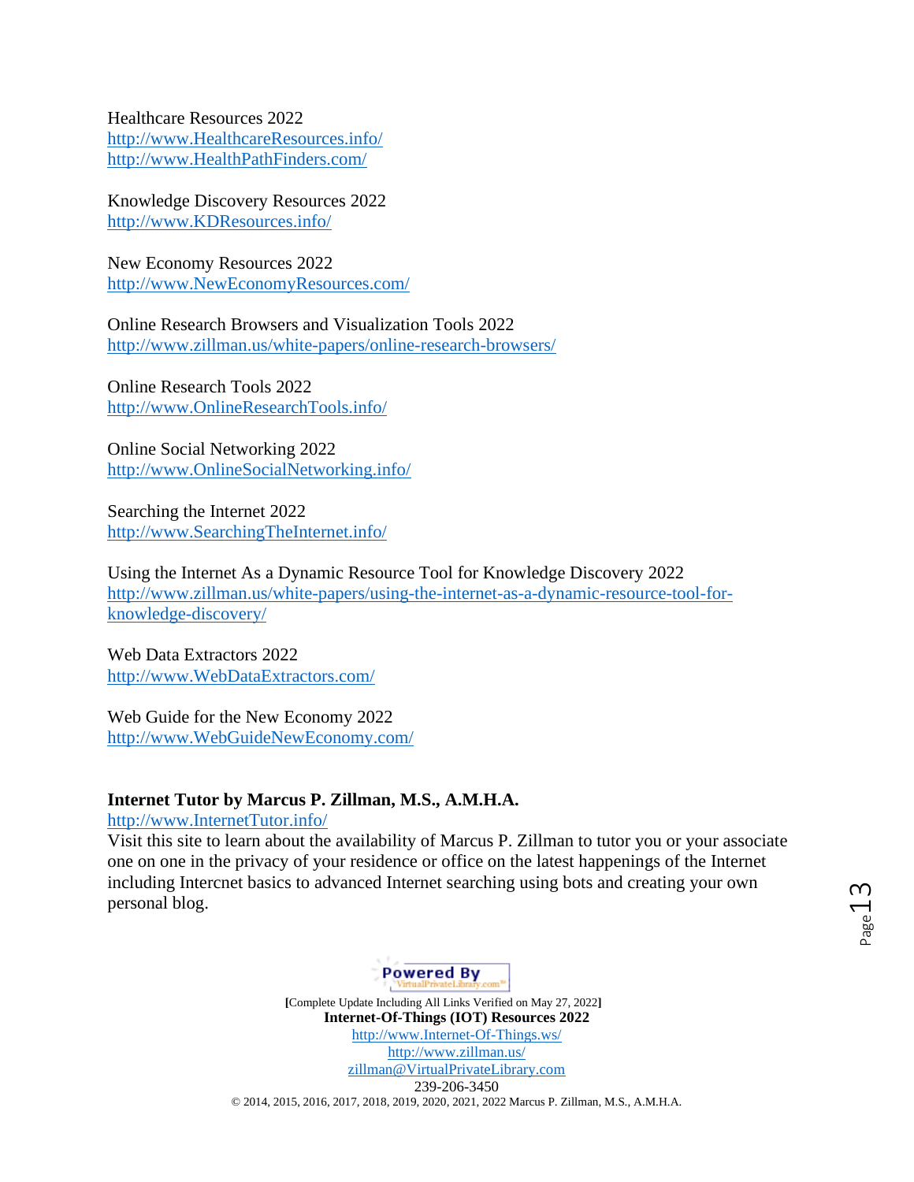Healthcare Resources 2022
http://www.HealthcareResources.info/
http://www.HealthPathFinders.com/

Knowledge Discovery Resources 2022
http://www.KDResources.info/

New Economy Resources 2022
http://www.NewEconomyResources.com/

Online Research Browsers and Visualization Tools 2022
http://www.zillman.us/white-papers/online-research-browsers/

Online Research Tools 2022
http://www.OnlineResearchTools.info/

Online Social Networking 2022
http://www.OnlineSocialNetworking.info/

Searching the Internet 2022
http://www.SearchingTheInternet.info/

Using the Internet As a Dynamic Resource Tool for Knowledge Discovery 2022
http://www.zillman.us/white-papers/using-the-internet-as-a-dynamic-resource-tool-for-knowledge-discovery/

Web Data Extractors 2022
http://www.WebDataExtractors.com/

Web Guide for the New Economy 2022
http://www.WebGuideNewEconomy.com/

**Internet Tutor by Marcus P. Zillman, M.S., A.M.H.A.**
http://www.InternetTutor.info/
Visit this site to learn about the availability of Marcus P. Zillman to tutor you or your associate one on one in the privacy of your residence or office on the latest happenings of the Internet including Intercnet basics to advanced Internet searching using bots and creating your own personal blog.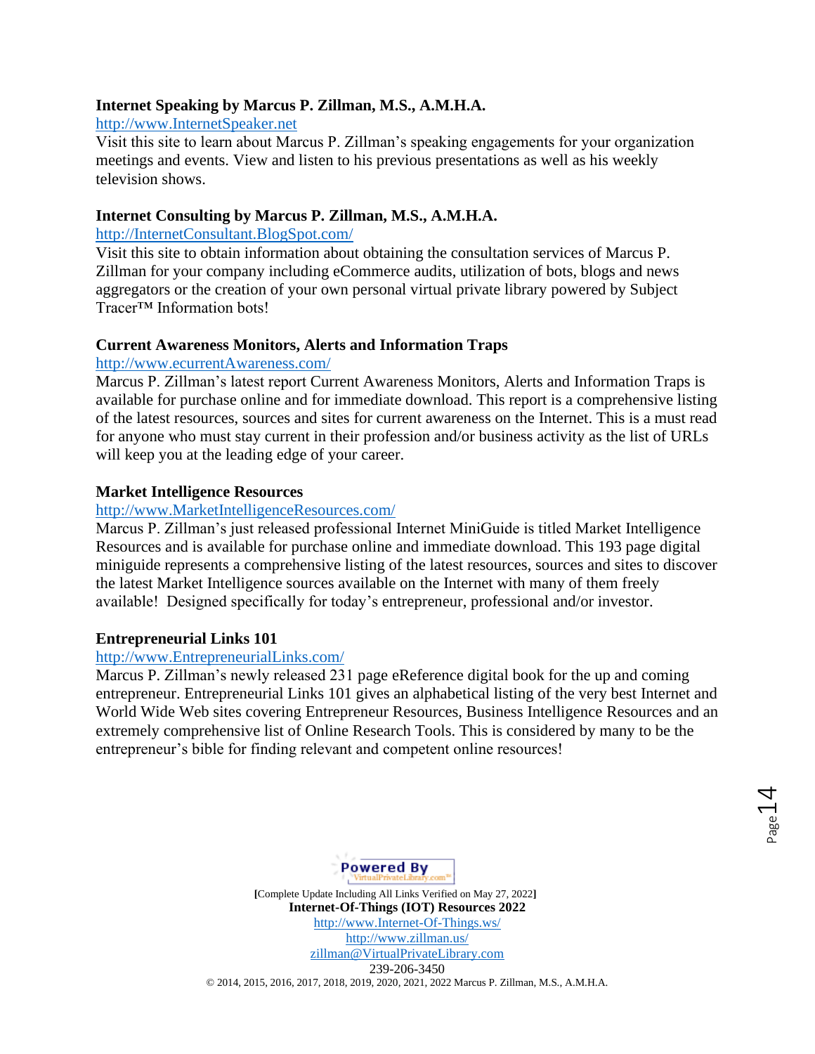**Internet Speaking by Marcus P. Zillman, M.S., A.M.H.A.**

http://www.InternetSpeaker.net

Visit this site to learn about Marcus P. Zillman's speaking engagements for your organization meetings and events. View and listen to his previous presentations as well as his weekly television shows.

**Internet Consulting by Marcus P. Zillman, M.S., A.M.H.A.**

http://InternetConsultant.BlogSpot.com/

Visit this site to obtain information about obtaining the consultation services of Marcus P. Zillman for your company including eCommerce audits, utilization of bots, blogs and news aggregators or the creation of your own personal virtual private library powered by Subject Tracer™ Information bots!

**Current Awareness Monitors, Alerts and Information Traps**

http://www.ecurrentAwareness.com/

Marcus P. Zillman's latest report Current Awareness Monitors, Alerts and Information Traps is available for purchase online and for immediate download. This report is a comprehensive listing of the latest resources, sources and sites for current awareness on the Internet. This is a must read for anyone who must stay current in their profession and/or business activity as the list of URLs will keep you at the leading edge of your career.

**Market Intelligence Resources**

http://www.MarketIntelligenceResources.com/

Marcus P. Zillman's just released professional Internet MiniGuide is titled Market Intelligence Resources and is available for purchase online and immediate download. This 193 page digital miniguide represents a comprehensive listing of the latest resources, sources and sites to discover the latest Market Intelligence sources available on the Internet with many of them freely available! Designed specifically for today's entrepreneur, professional and/or investor.

**Entrepreneurial Links 101**

http://www.EntrepreneurialLinks.com/

Marcus P. Zillman's newly released 231 page eReference digital book for the up and coming entrepreneur. Entrepreneurial Links 101 gives an alphabetical listing of the very best Internet and World Wide Web sites covering Entrepreneur Resources, Business Intelligence Resources and an extremely comprehensive list of Online Research Tools. This is considered by many to be the entrepreneur's bible for finding relevant and competent online resources!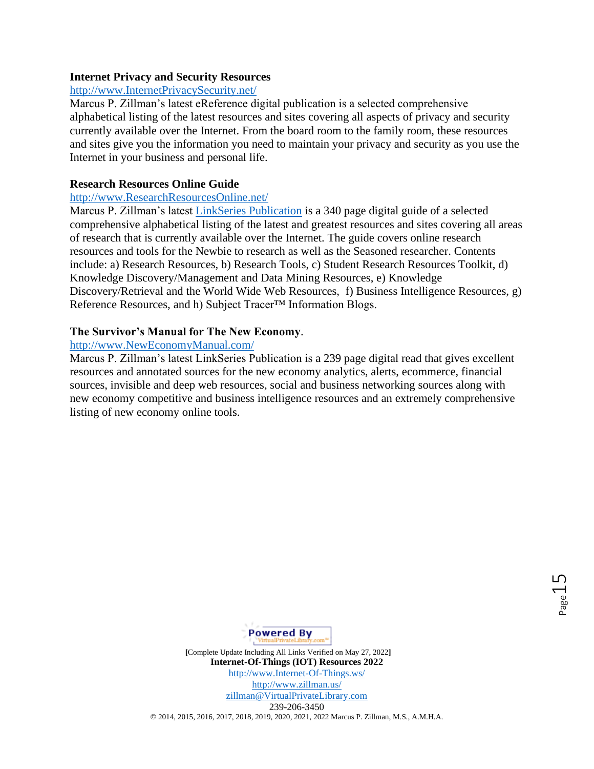**Internet Privacy and Security Resources**

http://www.InternetPrivacySecurity.net/

Marcus P. Zillman's latest eReference digital publication is a selected comprehensive alphabetical listing of the latest resources and sites covering all aspects of privacy and security currently available over the Internet. From the board room to the family room, these resources and sites give you the information you need to maintain your privacy and security as you use the Internet in your business and personal life.

**Research Resources Online Guide**

http://www.ResearchResourcesOnline.net/

Marcus P. Zillman's latest LinkSeries Publication is a 340 page digital guide of a selected comprehensive alphabetical listing of the latest and greatest resources and sites covering all areas of research that is currently available over the Internet. The guide covers online research resources and tools for the Newbie to research as well as the Seasoned researcher. Contents include: a) Research Resources, b) Research Tools, c) Student Research Resources Toolkit, d) Knowledge Discovery/Management and Data Mining Resources, e) Knowledge Discovery/Retrieval and the World Wide Web Resources, f) Business Intelligence Resources, g) Reference Resources, and h) Subject Tracer™ Information Blogs.

**The Survivor's Manual for The New Economy**.

http://www.NewEconomyManual.com/

Marcus P. Zillman's latest LinkSeries Publication is a 239 page digital read that gives excellent resources and annotated sources for the new economy analytics, alerts, ecommerce, financial sources, invisible and deep web resources, social and business networking sources along with new economy competitive and business intelligence resources and an extremely comprehensive listing of new economy online tools.